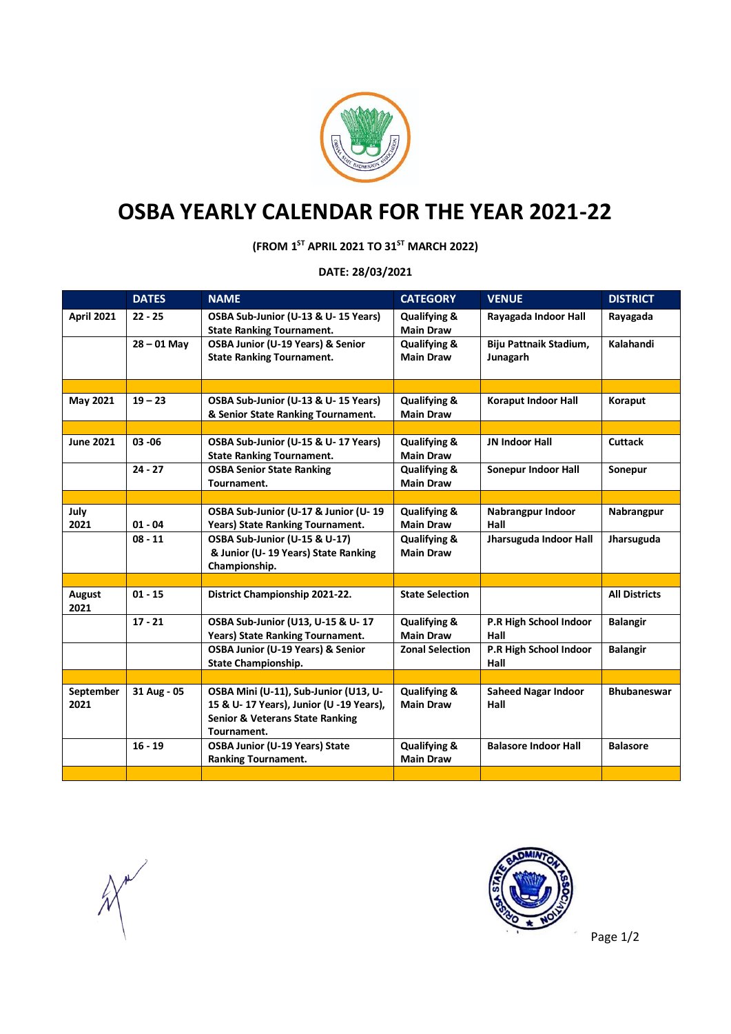# OSBA YEARLY CALENDAR FOR THE YEAR 2021-22

**(FROM 1ST APRIL 2021 TO 31ST MARCH 2022)**

**DATE: 28/03/2021**

| | DATES | NAME | CATEGORY | VENUE | DISTRICT |
|---|---|---|---|---|---|
| April 2021 | 22 - 25 | OSBA Sub-Junior (U-13 & U- 15 Years) State Ranking Tournament. | Qualifying & Main Draw | Rayagada Indoor Hall | Rayagada |
| | 28 – 01 May | OSBA Junior (U-19 Years) & Senior State Ranking Tournament. | Qualifying & Main Draw | Biju Pattnaik Stadium, Junagarh | Kalahandi |
| | | | | | |
| May 2021 | 19 – 23 | OSBA Sub-Junior (U-13 & U- 15 Years) & Senior State Ranking Tournament. | Qualifying & Main Draw | Koraput Indoor Hall | Koraput |
| | | | | | |
| June 2021 | 03 -06 | OSBA Sub-Junior (U-15 & U- 17 Years) State Ranking Tournament. | Qualifying & Main Draw | JN Indoor Hall | Cuttack |
| | 24 - 27 | OSBA Senior State Ranking Tournament. | Qualifying & Main Draw | Sonepur Indoor Hall | Sonepur |
| | | | | | |
| July 2021 | 01 - 04 | OSBA Sub-Junior (U-17 & Junior (U- 19 Years) State Ranking Tournament. | Qualifying & Main Draw | Nabrangpur Indoor Hall | Nabrangpur |
| | 08 - 11 | OSBA Sub-Junior (U-15 & U-17) & Junior (U- 19 Years) State Ranking Championship. | Qualifying & Main Draw | Jharsuguda Indoor Hall | Jharsuguda |
| | | | | | |
| August 2021 | 01 - 15 | District Championship 2021-22. | State Selection | | All Districts |
| | 17 - 21 | OSBA Sub-Junior (U13, U-15 & U- 17 Years) State Ranking Tournament. | Qualifying & Main Draw | P.R High School Indoor Hall | Balangir |
| | | OSBA Junior (U-19 Years) & Senior State Championship. | Zonal Selection | P.R High School Indoor Hall | Balangir |
| | | | | | |
| September 2021 | 31 Aug - 05 | OSBA Mini (U-11), Sub-Junior (U13, U-15 & U- 17 Years), Junior (U -19 Years), Senior & Veterans State Ranking Tournament. | Qualifying & Main Draw | Saheed Nagar Indoor Hall | Bhubaneswar |
| | 16 - 19 | OSBA Junior (U-19 Years) State Ranking Tournament. | Qualifying & Main Draw | Balasore Indoor Hall | Balasore |
| | | | | | |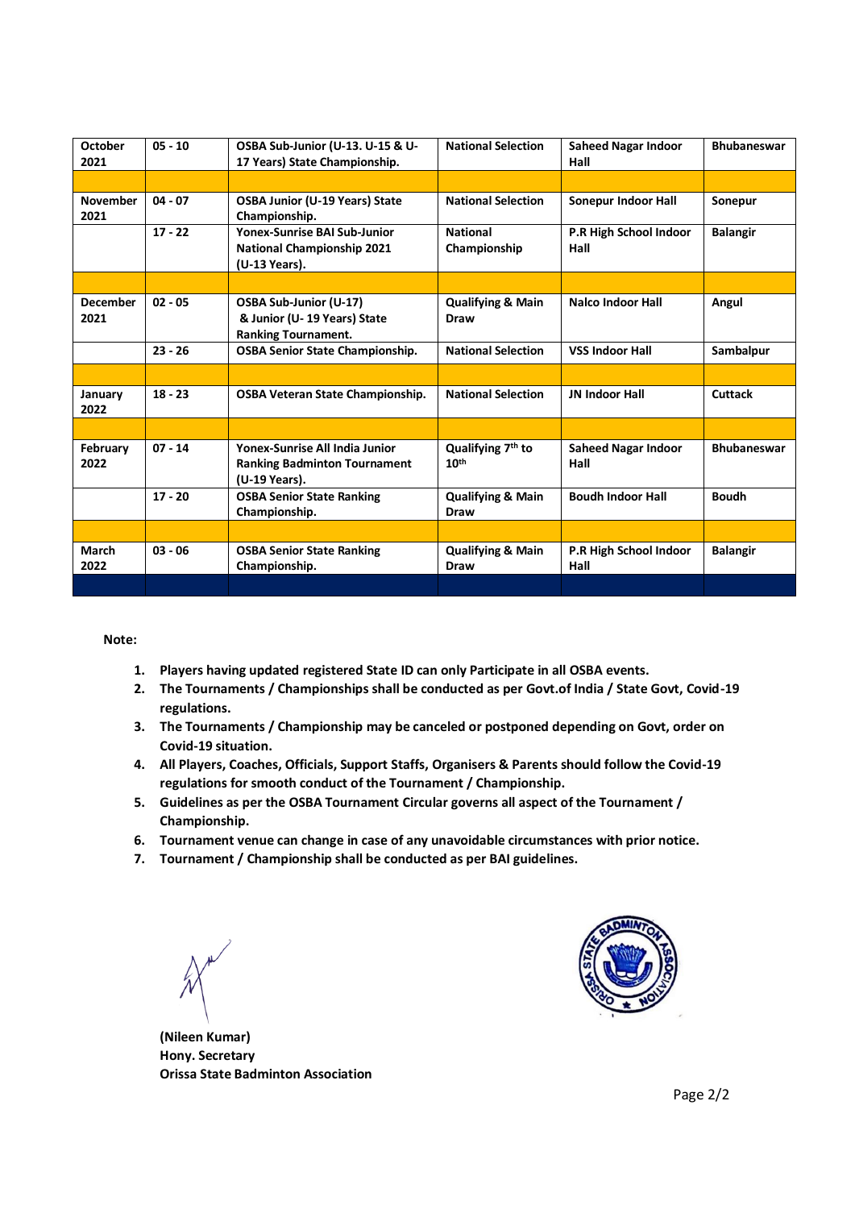| | | | | | |
|---|---|---|---|---|---|
| **October 2021** | **05 - 10** | **OSBA Sub-Junior (U-13. U-15 & U-17 Years) State Championship.** | **National Selection** | **Saheed Nagar Indoor Hall** | **Bhubaneswar** |
| | | | | | |
| **November 2021** | **04 - 07** | **OSBA Junior (U-19 Years) State Championship.** | **National Selection** | **Sonepur Indoor Hall** | **Sonepur** |
| | **17 - 22** | **Yonex-Sunrise BAI Sub-Junior National Championship 2021 (U-13 Years).** | **National Championship** | **P.R High School Indoor Hall** | **Balangir** |
| | | | | | |
| **December 2021** | **02 - 05** | **OSBA Sub-Junior (U-17) & Junior (U- 19 Years) State Ranking Tournament.** | **Qualifying & Main Draw** | **Nalco Indoor Hall** | **Angul** |
| | **23 - 26** | **OSBA Senior State Championship.** | **National Selection** | **VSS Indoor Hall** | **Sambalpur** |
| | | | | | |
| **January 2022** | **18 - 23** | **OSBA Veteran State Championship.** | **National Selection** | **JN Indoor Hall** | **Cuttack** |
| | | | | | |
| **February 2022** | **07 - 14** | **Yonex-Sunrise All India Junior Ranking Badminton Tournament (U-19 Years).** | **Qualifying 7th to 10th** | **Saheed Nagar Indoor Hall** | **Bhubaneswar** |
| | **17 - 20** | **OSBA Senior State Ranking Championship.** | **Qualifying & Main Draw** | **Boudh Indoor Hall** | **Boudh** |
| | | | | | |
| **March 2022** | **03 - 06** | **OSBA Senior State Ranking Championship.** | **Qualifying & Main Draw** | **P.R High School Indoor Hall** | **Balangir** |
| | | | | | |

**Note:**

1. **Players having updated registered State ID can only Participate in all OSBA events.**
2. **The Tournaments / Championships shall be conducted as per Govt.of India / State Govt, Covid-19 regulations.**
3. **The Tournaments / Championship may be canceled or postponed depending on Govt, order on Covid-19 situation.**
4. **All Players, Coaches, Officials, Support Staffs, Organisers & Parents should follow the Covid-19 regulations for smooth conduct of the Tournament / Championship.**
5. **Guidelines as per the OSBA Tournament Circular governs all aspect of the Tournament / Championship.**
6. **Tournament venue can change in case of any unavoidable circumstances with prior notice.**
7. **Tournament / Championship shall be conducted as per BAI guidelines.**

**(Nileen Kumar)**
**Hony. Secretary**
**Orissa State Badminton Association**